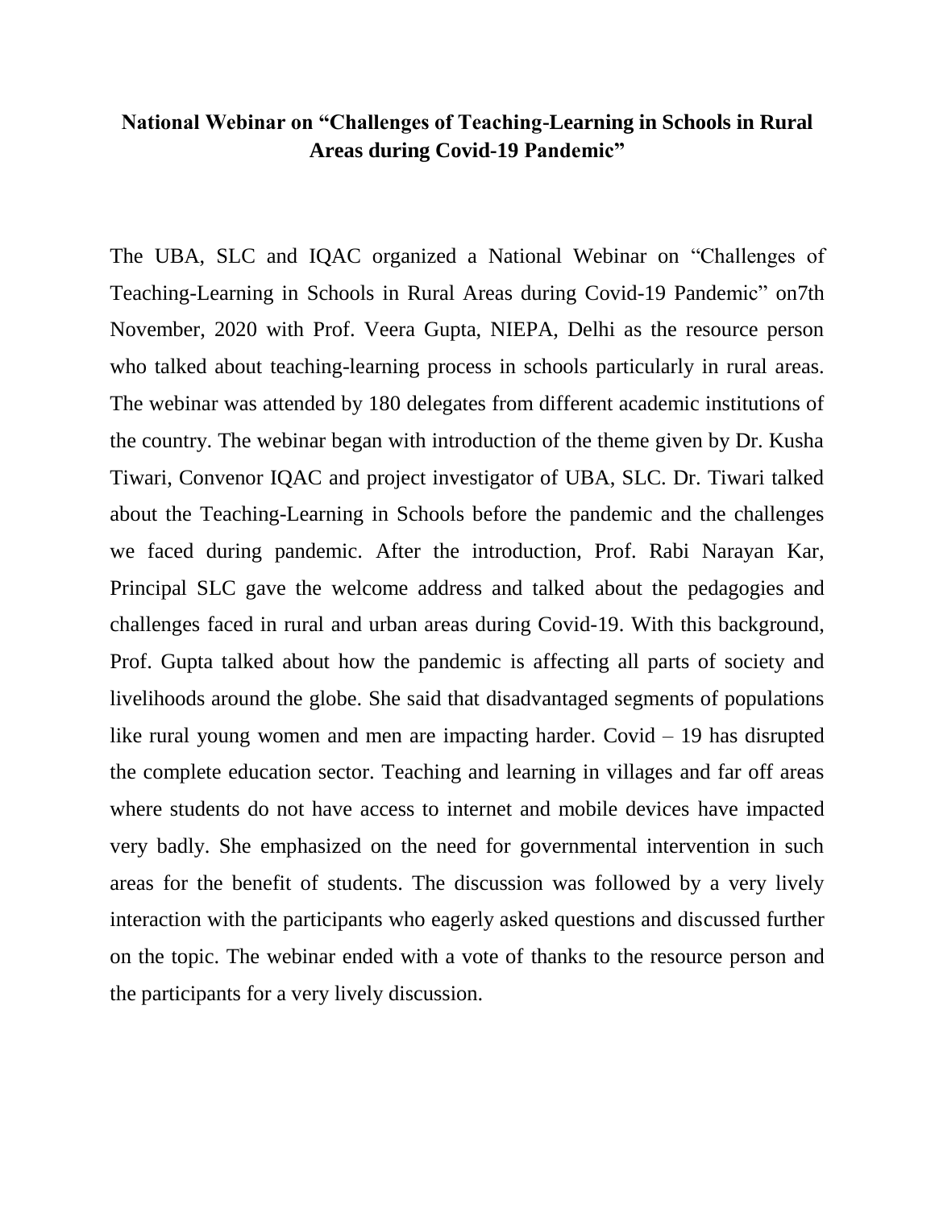# National Webinar on "Challenges of Teaching-Learning in Schools in Rural Areas during Covid-19 Pandemic"

The UBA, SLC and IQAC organized a National Webinar on "Challenges of Teaching-Learning in Schools in Rural Areas during Covid-19 Pandemic" on7th November, 2020 with Prof. Veera Gupta, NIEPA, Delhi as the resource person who talked about teaching-learning process in schools particularly in rural areas. The webinar was attended by 180 delegates from different academic institutions of the country. The webinar began with introduction of the theme given by Dr. Kusha Tiwari, Convenor IQAC and project investigator of UBA, SLC. Dr. Tiwari talked about the Teaching-Learning in Schools before the pandemic and the challenges we faced during pandemic. After the introduction, Prof. Rabi Narayan Kar, Principal SLC gave the welcome address and talked about the pedagogies and challenges faced in rural and urban areas during Covid-19. With this background, Prof. Gupta talked about how the pandemic is affecting all parts of society and livelihoods around the globe. She said that disadvantaged segments of populations like rural young women and men are impacting harder. Covid – 19 has disrupted the complete education sector. Teaching and learning in villages and far off areas where students do not have access to internet and mobile devices have impacted very badly. She emphasized on the need for governmental intervention in such areas for the benefit of students. The discussion was followed by a very lively interaction with the participants who eagerly asked questions and discussed further on the topic. The webinar ended with a vote of thanks to the resource person and the participants for a very lively discussion.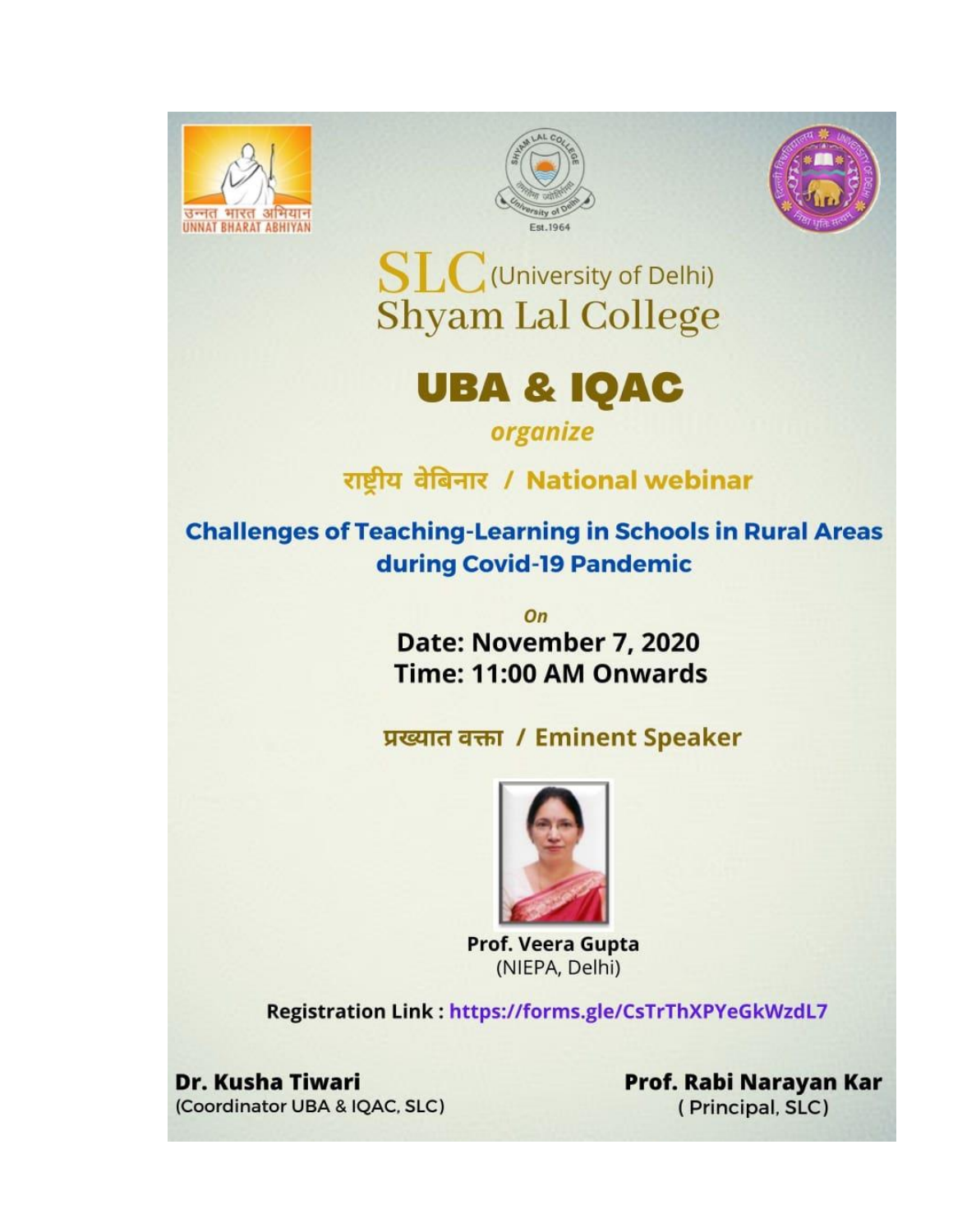# SLC (University of Delhi)
# Shyam Lal College

## UBA & IQAC

*organize*

### राष्ट्रीय वेबिनार / National webinar

### Challenges of Teaching-Learning in Schools in Rural Areas during Covid-19 Pandemic

*On*

**Date: November 7, 2020**
**Time: 11:00 AM Onwards**

### प्रख्यात वक्ता / Eminent Speaker

**Prof. Veera Gupta**
(NIEPA, Delhi)

**Registration Link : https://forms.gle/CsTrThXPYeGkWzdL7**

**Dr. Kusha Tiwari**
(Coordinator UBA & IQAC, SLC)

**Prof. Rabi Narayan Kar**
( Principal, SLC)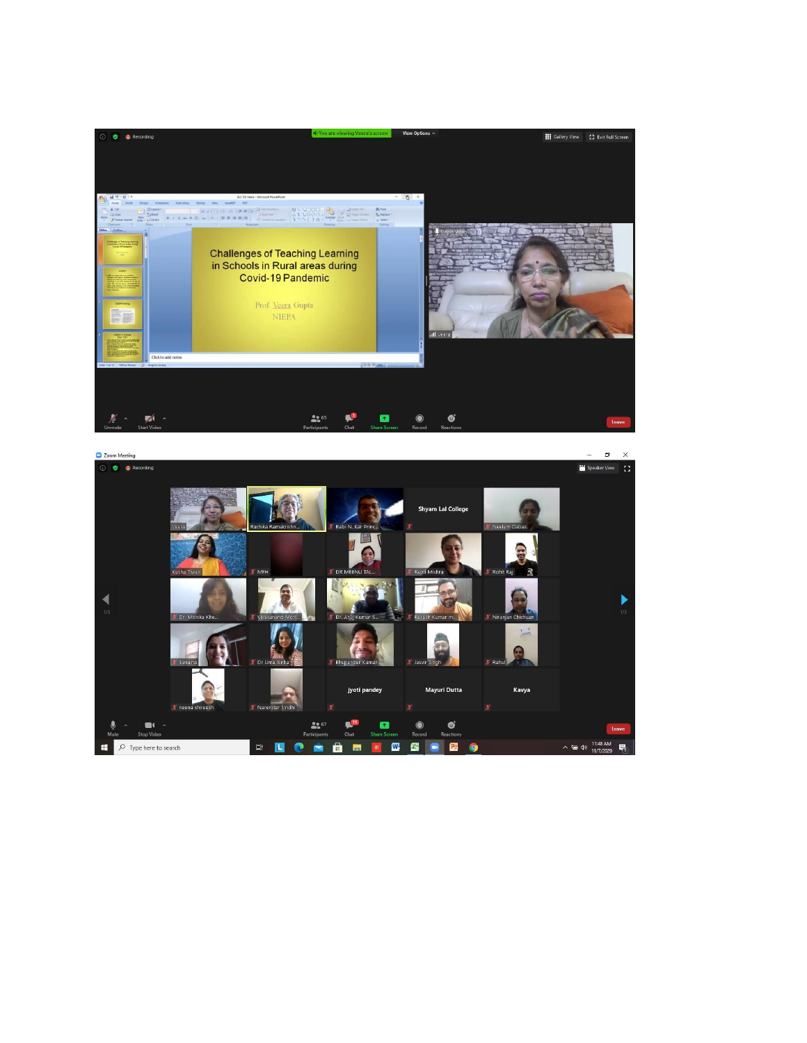Challenges of Teaching Learning in Schools in Rural areas during Covid-19 Pandemic

Prof. Veera Gupta

NIEPA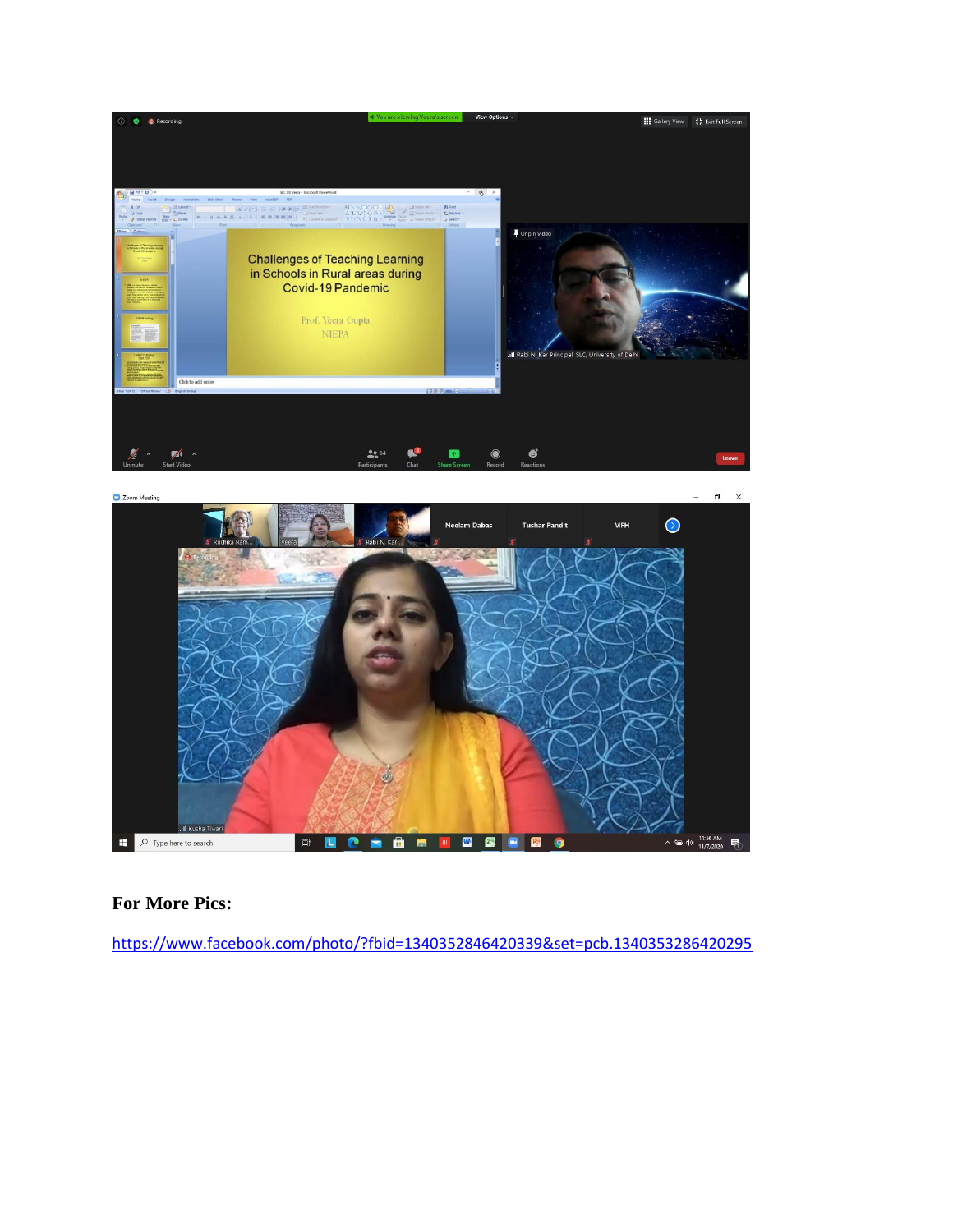**For More Pics:**

https://www.facebook.com/photo/?fbid=1340352846420339&set=pcb.1340353286420295